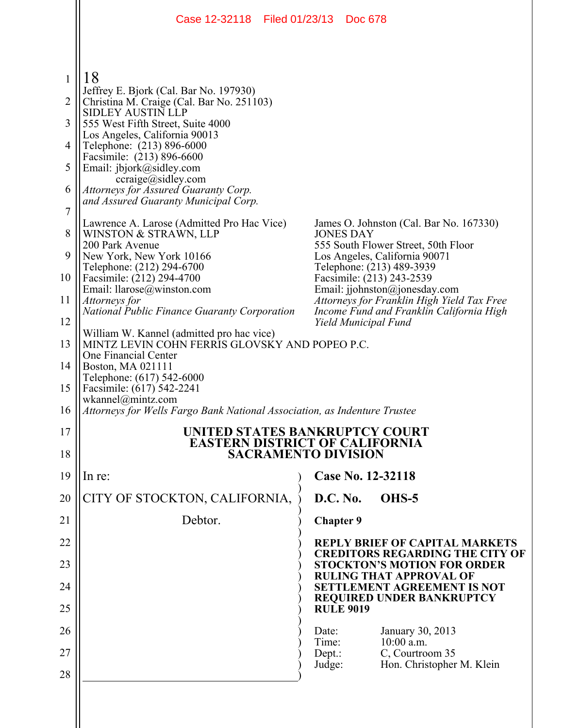18
Jeffrey E. Bjork (Cal. Bar No. 197930)
Christina M. Craige (Cal. Bar No. 251103)
SIDLEY AUSTIN LLP
555 West Fifth Street, Suite 4000
Los Angeles, California 90013
Telephone: (213) 896-6000
Facsimile: (213) 896-6600
Email: jbjork@sidley.com
ccraige@sidley.com
*Attorneys for Assured Guaranty Corp. and Assured Guaranty Municipal Corp.*

Lawrence A. Larose (Admitted Pro Hac Vice)
WINSTON & STRAWN, LLP
200 Park Avenue
New York, New York 10166
Telephone: (212) 294-6700
Facsimile: (212) 294-4700
Email: llarose@winston.com
*Attorneys for National Public Finance Guaranty Corporation*

James O. Johnston (Cal. Bar No. 167330)
JONES DAY
555 South Flower Street, 50th Floor
Los Angeles, California 90071
Telephone: (213) 489-3939
Facsimile: (213) 243-2539
Email: jjohnston@jonesday.com
*Attorneys for Franklin High Yield Tax Free Income Fund and Franklin California High Yield Municipal Fund*

William W. Kannel (admitted pro hac vice)
MINTZ LEVIN COHN FERRIS GLOVSKY AND POPEO P.C.
One Financial Center
Boston, MA 021111
Telephone: (617) 542-6000
Facsimile: (617) 542-2241
wkannel@mintz.com
*Attorneys for Wells Fargo Bank National Association, as Indenture Trustee*

# UNITED STATES BANKRUPTCY COURT
# EASTERN DISTRICT OF CALIFORNIA
# SACRAMENTO DIVISION

In re:

CITY OF STOCKTON, CALIFORNIA,

Debtor.

**Case No. 12-32118**

**D.C. No. OHS-5**

**Chapter 9**

**REPLY BRIEF OF CAPITAL MARKETS CREDITORS REGARDING THE CITY OF STOCKTON'S MOTION FOR ORDER RULING THAT APPROVAL OF SETTLEMENT AGREEMENT IS NOT REQUIRED UNDER BANKRUPTCY RULE 9019**

Date: January 30, 2013
Time: 10:00 a.m.
Dept.: C, Courtroom 35
Judge: Hon. Christopher M. Klein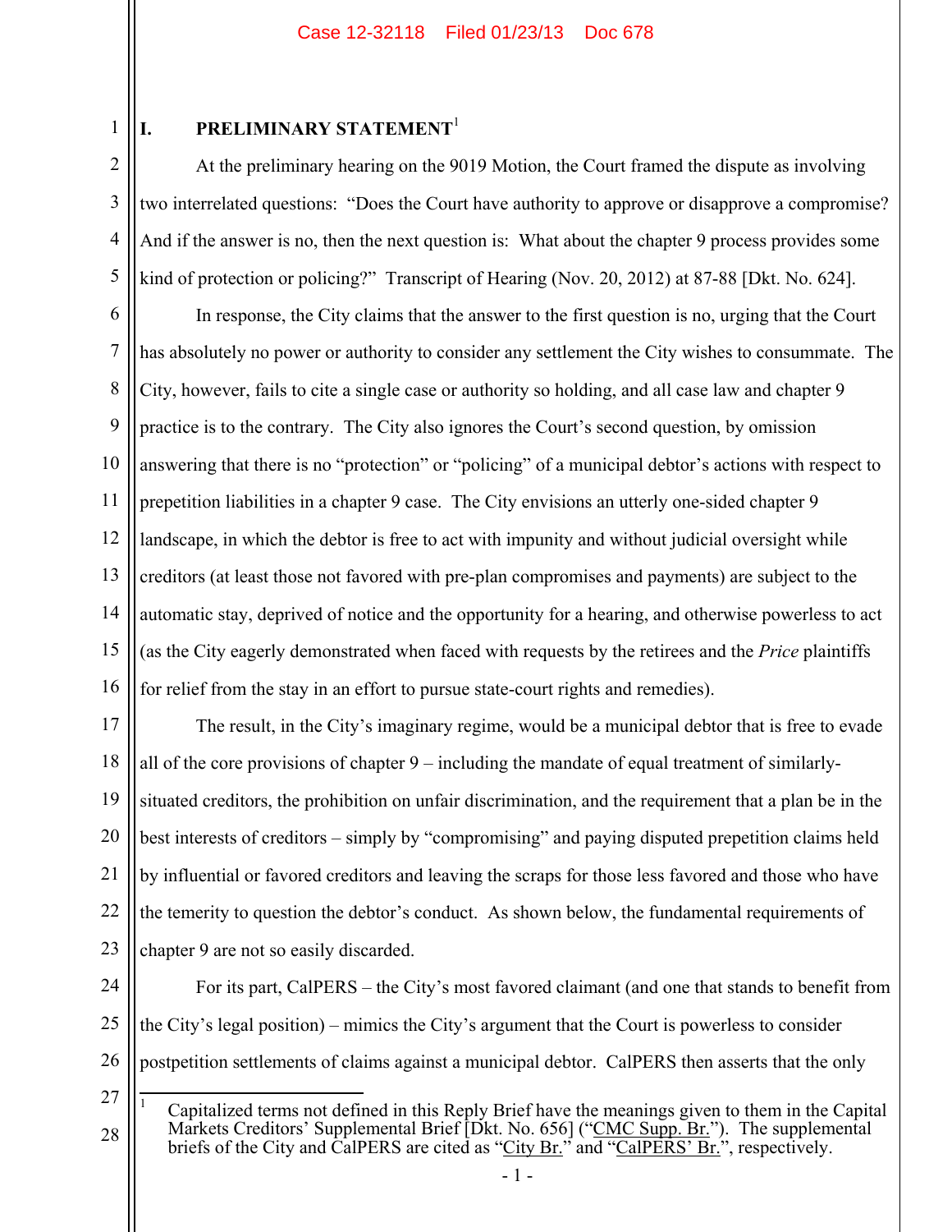# I. PRELIMINARY STATEMENT[1]

At the preliminary hearing on the 9019 Motion, the Court framed the dispute as involving two interrelated questions: "Does the Court have authority to approve or disapprove a compromise? And if the answer is no, then the next question is: What about the chapter 9 process provides some kind of protection or policing?" Transcript of Hearing (Nov. 20, 2012) at 87-88 [Dkt. No. 624].

In response, the City claims that the answer to the first question is no, urging that the Court has absolutely no power or authority to consider any settlement the City wishes to consummate. The City, however, fails to cite a single case or authority so holding, and all case law and chapter 9 practice is to the contrary. The City also ignores the Court's second question, by omission answering that there is no "protection" or "policing" of a municipal debtor's actions with respect to prepetition liabilities in a chapter 9 case. The City envisions an utterly one-sided chapter 9 landscape, in which the debtor is free to act with impunity and without judicial oversight while creditors (at least those not favored with pre-plan compromises and payments) are subject to the automatic stay, deprived of notice and the opportunity for a hearing, and otherwise powerless to act (as the City eagerly demonstrated when faced with requests by the retirees and the *Price* plaintiffs for relief from the stay in an effort to pursue state-court rights and remedies).

The result, in the City's imaginary regime, would be a municipal debtor that is free to evade all of the core provisions of chapter 9 – including the mandate of equal treatment of similarly-situated creditors, the prohibition on unfair discrimination, and the requirement that a plan be in the best interests of creditors – simply by "compromising" and paying disputed prepetition claims held by influential or favored creditors and leaving the scraps for those less favored and those who have the temerity to question the debtor's conduct. As shown below, the fundamental requirements of chapter 9 are not so easily discarded.

For its part, CalPERS – the City's most favored claimant (and one that stands to benefit from the City's legal position) – mimics the City's argument that the Court is powerless to consider postpetition settlements of claims against a municipal debtor. CalPERS then asserts that the only

---

[1] Capitalized terms not defined in this Reply Brief have the meanings given to them in the Capital Markets Creditors' Supplemental Brief [Dkt. No. 656] ("CMC Supp. Br."). The supplemental briefs of the City and CalPERS are cited as "City Br." and "CalPERS' Br.", respectively.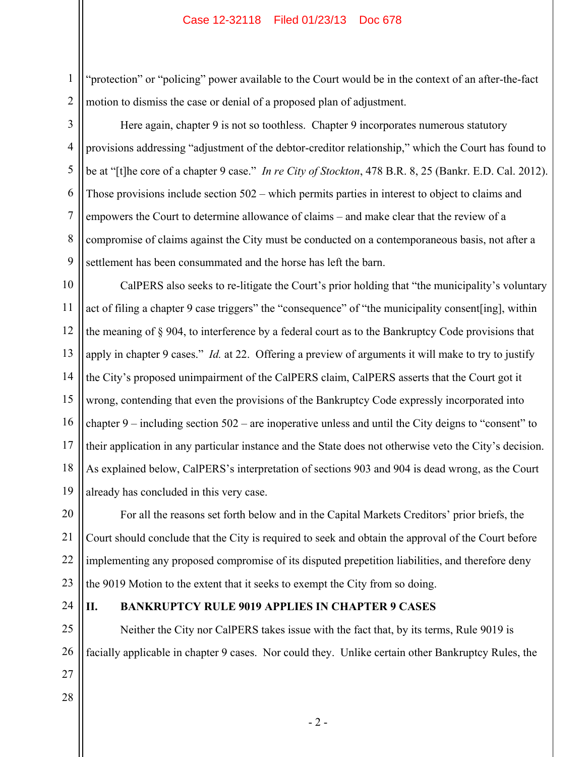"protection" or "policing" power available to the Court would be in the context of an after-the-fact motion to dismiss the case or denial of a proposed plan of adjustment.

Here again, chapter 9 is not so toothless. Chapter 9 incorporates numerous statutory provisions addressing "adjustment of the debtor-creditor relationship," which the Court has found to be at "[t]he core of a chapter 9 case." *In re City of Stockton*, 478 B.R. 8, 25 (Bankr. E.D. Cal. 2012). Those provisions include section 502 – which permits parties in interest to object to claims and empowers the Court to determine allowance of claims – and make clear that the review of a compromise of claims against the City must be conducted on a contemporaneous basis, not after a settlement has been consummated and the horse has left the barn.

CalPERS also seeks to re-litigate the Court's prior holding that "the municipality's voluntary act of filing a chapter 9 case triggers" the "consequence" of "the municipality consent[ing], within the meaning of § 904, to interference by a federal court as to the Bankruptcy Code provisions that apply in chapter 9 cases." *Id.* at 22. Offering a preview of arguments it will make to try to justify the City's proposed unimpairment of the CalPERS claim, CalPERS asserts that the Court got it wrong, contending that even the provisions of the Bankruptcy Code expressly incorporated into chapter 9 – including section 502 – are inoperative unless and until the City deigns to "consent" to their application in any particular instance and the State does not otherwise veto the City's decision. As explained below, CalPERS's interpretation of sections 903 and 904 is dead wrong, as the Court already has concluded in this very case.

For all the reasons set forth below and in the Capital Markets Creditors' prior briefs, the Court should conclude that the City is required to seek and obtain the approval of the Court before implementing any proposed compromise of its disputed prepetition liabilities, and therefore deny the 9019 Motion to the extent that it seeks to exempt the City from so doing.

## II. BANKRUPTCY RULE 9019 APPLIES IN CHAPTER 9 CASES

Neither the City nor CalPERS takes issue with the fact that, by its terms, Rule 9019 is facially applicable in chapter 9 cases. Nor could they. Unlike certain other Bankruptcy Rules, the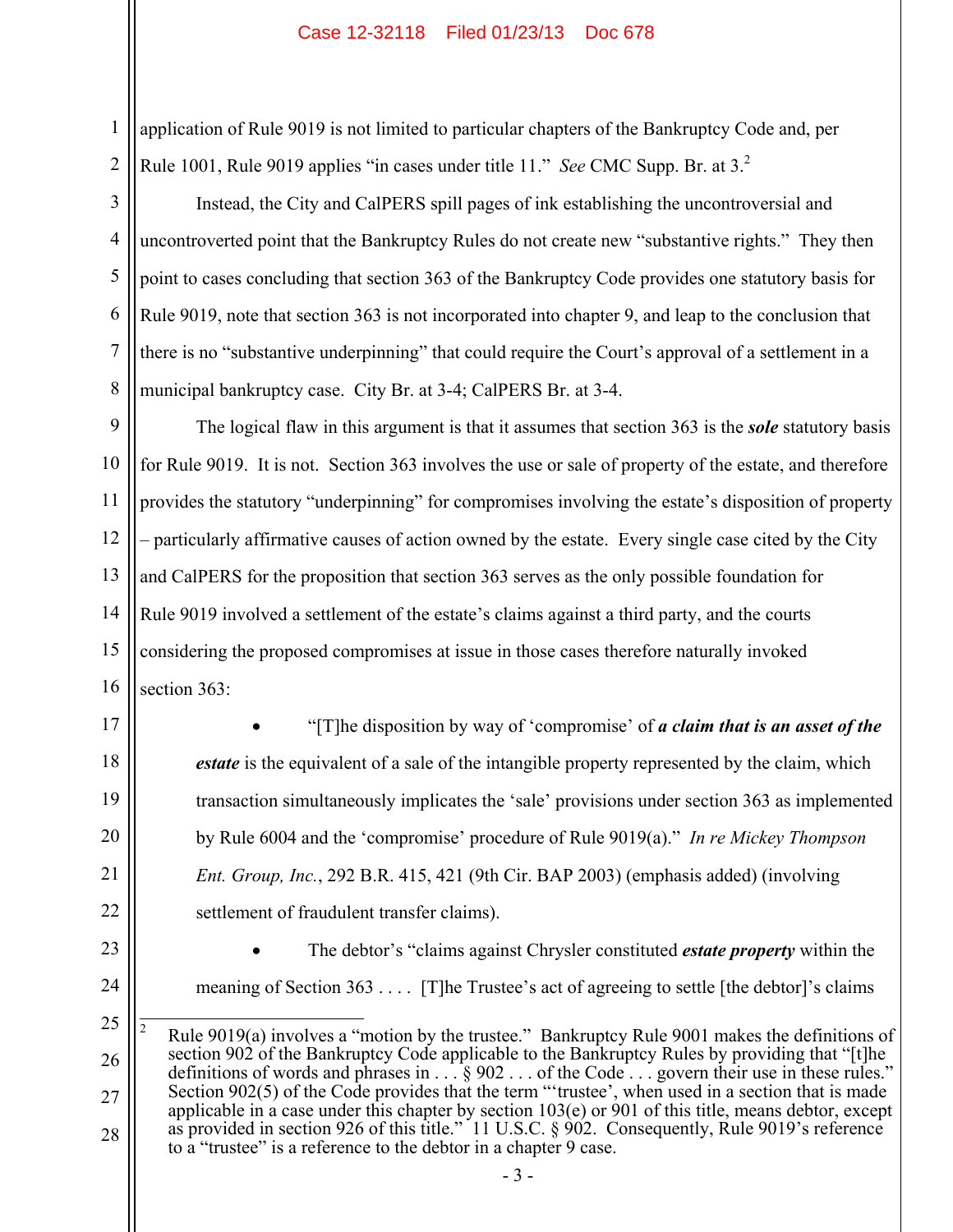application of Rule 9019 is not limited to particular chapters of the Bankruptcy Code and, per Rule 1001, Rule 9019 applies "in cases under title 11." *See* CMC Supp. Br. at 3.[2]

Instead, the City and CalPERS spill pages of ink establishing the uncontroversial and uncontroverted point that the Bankruptcy Rules do not create new "substantive rights." They then point to cases concluding that section 363 of the Bankruptcy Code provides one statutory basis for Rule 9019, note that section 363 is not incorporated into chapter 9, and leap to the conclusion that there is no "substantive underpinning" that could require the Court's approval of a settlement in a municipal bankruptcy case. City Br. at 3-4; CalPERS Br. at 3-4.

The logical flaw in this argument is that it assumes that section 363 is the ***sole*** statutory basis for Rule 9019. It is not. Section 363 involves the use or sale of property of the estate, and therefore provides the statutory "underpinning" for compromises involving the estate's disposition of property – particularly affirmative causes of action owned by the estate. Every single case cited by the City and CalPERS for the proposition that section 363 serves as the only possible foundation for Rule 9019 involved a settlement of the estate's claims against a third party, and the courts considering the proposed compromises at issue in those cases therefore naturally invoked section 363:

- "[T]he disposition by way of 'compromise' of ***a claim that is an asset of the estate*** is the equivalent of a sale of the intangible property represented by the claim, which transaction simultaneously implicates the 'sale' provisions under section 363 as implemented by Rule 6004 and the 'compromise' procedure of Rule 9019(a)." *In re Mickey Thompson Ent. Group, Inc.*, 292 B.R. 415, 421 (9th Cir. BAP 2003) (emphasis added) (involving settlement of fraudulent transfer claims).

- The debtor's "claims against Chrysler constituted ***estate property*** within the meaning of Section 363 . . . . [T]he Trustee's act of agreeing to settle [the debtor]'s claims

---

[2] Rule 9019(a) involves a "motion by the trustee." Bankruptcy Rule 9001 makes the definitions of section 902 of the Bankruptcy Code applicable to the Bankruptcy Rules by providing that "[t]he definitions of words and phrases in . . . § 902 . . . of the Code . . . govern their use in these rules." Section 902(5) of the Code provides that the term "'trustee', when used in a section that is made applicable in a case under this chapter by section 103(e) or 901 of this title, means debtor, except as provided in section 926 of this title." 11 U.S.C. § 902. Consequently, Rule 9019's reference to a "trustee" is a reference to the debtor in a chapter 9 case.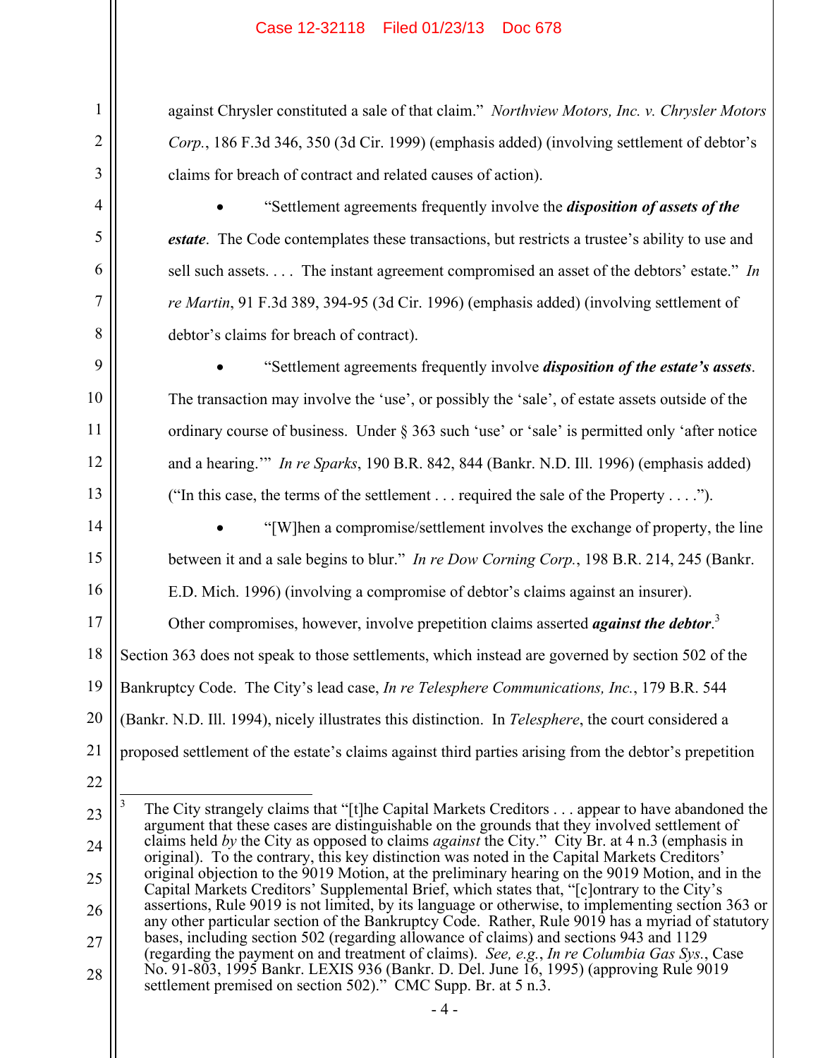against Chrysler constituted a sale of that claim." *Northview Motors, Inc. v. Chrysler Motors Corp.*, 186 F.3d 346, 350 (3d Cir. 1999) (emphasis added) (involving settlement of debtor's claims for breach of contract and related causes of action).

- "Settlement agreements frequently involve the ***disposition of assets of the estate***. The Code contemplates these transactions, but restricts a trustee's ability to use and sell such assets. . . . The instant agreement compromised an asset of the debtors' estate." *In re Martin*, 91 F.3d 389, 394-95 (3d Cir. 1996) (emphasis added) (involving settlement of debtor's claims for breach of contract).

- "Settlement agreements frequently involve ***disposition of the estate's assets***. The transaction may involve the 'use', or possibly the 'sale', of estate assets outside of the ordinary course of business. Under § 363 such 'use' or 'sale' is permitted only 'after notice and a hearing.'" *In re Sparks*, 190 B.R. 842, 844 (Bankr. N.D. Ill. 1996) (emphasis added) ("In this case, the terms of the settlement . . . required the sale of the Property . . . .").

- "[W]hen a compromise/settlement involves the exchange of property, the line between it and a sale begins to blur." *In re Dow Corning Corp.*, 198 B.R. 214, 245 (Bankr. E.D. Mich. 1996) (involving a compromise of debtor's claims against an insurer).

Other compromises, however, involve prepetition claims asserted ***against the debtor***.[3] Section 363 does not speak to those settlements, which instead are governed by section 502 of the Bankruptcy Code. The City's lead case, *In re Telesphere Communications, Inc.*, 179 B.R. 544 (Bankr. N.D. Ill. 1994), nicely illustrates this distinction. In *Telesphere*, the court considered a proposed settlement of the estate's claims against third parties arising from the debtor's prepetition

[3] The City strangely claims that "[t]he Capital Markets Creditors . . . appear to have abandoned the argument that these cases are distinguishable on the grounds that they involved settlement of claims held *by* the City as opposed to claims *against* the City." City Br. at 4 n.3 (emphasis in original). To the contrary, this key distinction was noted in the Capital Markets Creditors' original objection to the 9019 Motion, at the preliminary hearing on the 9019 Motion, and in the Capital Markets Creditors' Supplemental Brief, which states that, "[c]ontrary to the City's assertions, Rule 9019 is not limited, by its language or otherwise, to implementing section 363 or any other particular section of the Bankruptcy Code. Rather, Rule 9019 has a myriad of statutory bases, including section 502 (regarding allowance of claims) and sections 943 and 1129 (regarding the payment on and treatment of claims). *See, e.g.*, *In re Columbia Gas Sys.*, Case No. 91-803, 1995 Bankr. LEXIS 936 (Bankr. D. Del. June 16, 1995) (approving Rule 9019 settlement premised on section 502)." CMC Supp. Br. at 5 n.3.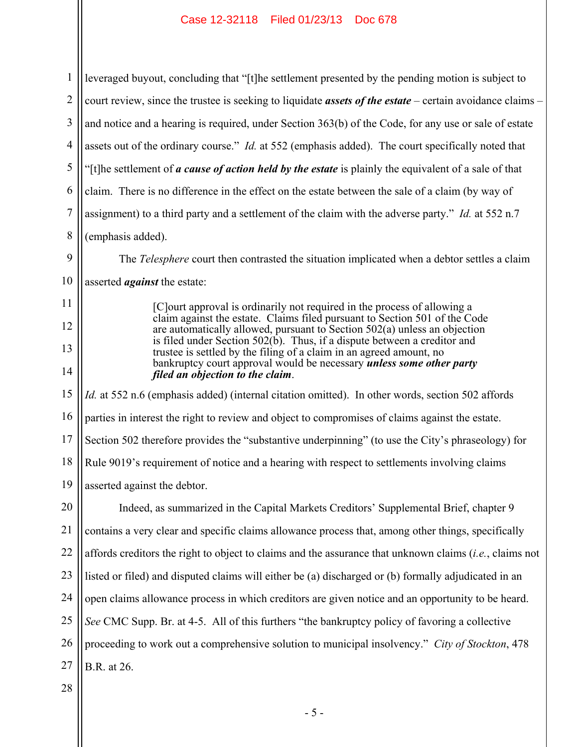leveraged buyout, concluding that "[t]he settlement presented by the pending motion is subject to court review, since the trustee is seeking to liquidate ***assets of the estate*** – certain avoidance claims – and notice and a hearing is required, under Section 363(b) of the Code, for any use or sale of estate assets out of the ordinary course." *Id.* at 552 (emphasis added). The court specifically noted that "[t]he settlement of ***a cause of action held by the estate*** is plainly the equivalent of a sale of that claim. There is no difference in the effect on the estate between the sale of a claim (by way of assignment) to a third party and a settlement of the claim with the adverse party." *Id.* at 552 n.7 (emphasis added).

The *Telesphere* court then contrasted the situation implicated when a debtor settles a claim asserted ***against*** the estate:

> [C]ourt approval is ordinarily not required in the process of allowing a claim against the estate. Claims filed pursuant to Section 501 of the Code are automatically allowed, pursuant to Section 502(a) unless an objection is filed under Section 502(b). Thus, if a dispute between a creditor and trustee is settled by the filing of a claim in an agreed amount, no bankruptcy court approval would be necessary ***unless some other party filed an objection to the claim***.

*Id.* at 552 n.6 (emphasis added) (internal citation omitted). In other words, section 502 affords parties in interest the right to review and object to compromises of claims against the estate. Section 502 therefore provides the "substantive underpinning" (to use the City's phraseology) for Rule 9019's requirement of notice and a hearing with respect to settlements involving claims asserted against the debtor.

Indeed, as summarized in the Capital Markets Creditors' Supplemental Brief, chapter 9 contains a very clear and specific claims allowance process that, among other things, specifically affords creditors the right to object to claims and the assurance that unknown claims (*i.e.*, claims not listed or filed) and disputed claims will either be (a) discharged or (b) formally adjudicated in an open claims allowance process in which creditors are given notice and an opportunity to be heard. *See* CMC Supp. Br. at 4-5. All of this furthers "the bankruptcy policy of favoring a collective proceeding to work out a comprehensive solution to municipal insolvency." *City of Stockton*, 478 B.R. at 26.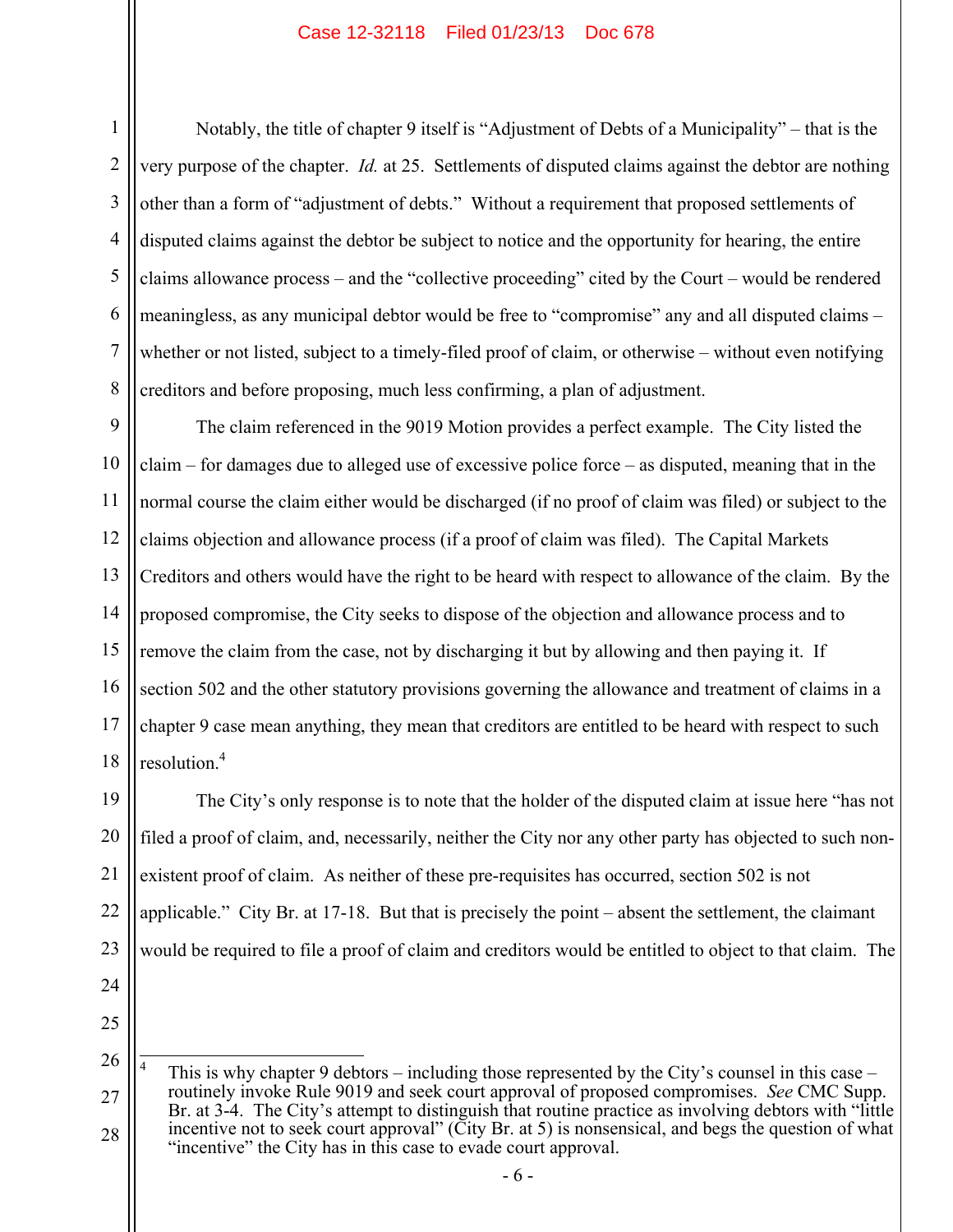Notably, the title of chapter 9 itself is "Adjustment of Debts of a Municipality" – that is the very purpose of the chapter. *Id.* at 25. Settlements of disputed claims against the debtor are nothing other than a form of "adjustment of debts." Without a requirement that proposed settlements of disputed claims against the debtor be subject to notice and the opportunity for hearing, the entire claims allowance process – and the "collective proceeding" cited by the Court – would be rendered meaningless, as any municipal debtor would be free to "compromise" any and all disputed claims – whether or not listed, subject to a timely-filed proof of claim, or otherwise – without even notifying creditors and before proposing, much less confirming, a plan of adjustment.

The claim referenced in the 9019 Motion provides a perfect example. The City listed the claim – for damages due to alleged use of excessive police force – as disputed, meaning that in the normal course the claim either would be discharged (if no proof of claim was filed) or subject to the claims objection and allowance process (if a proof of claim was filed). The Capital Markets Creditors and others would have the right to be heard with respect to allowance of the claim. By the proposed compromise, the City seeks to dispose of the objection and allowance process and to remove the claim from the case, not by discharging it but by allowing and then paying it. If section 502 and the other statutory provisions governing the allowance and treatment of claims in a chapter 9 case mean anything, they mean that creditors are entitled to be heard with respect to such resolution.[4]

The City's only response is to note that the holder of the disputed claim at issue here "has not filed a proof of claim, and, necessarily, neither the City nor any other party has objected to such non-existent proof of claim. As neither of these pre-requisites has occurred, section 502 is not applicable." City Br. at 17-18. But that is precisely the point – absent the settlement, the claimant would be required to file a proof of claim and creditors would be entitled to object to that claim. The

---

[4] This is why chapter 9 debtors – including those represented by the City's counsel in this case – routinely invoke Rule 9019 and seek court approval of proposed compromises. *See* CMC Supp. Br. at 3-4. The City's attempt to distinguish that routine practice as involving debtors with "little incentive not to seek court approval" (City Br. at 5) is nonsensical, and begs the question of what "incentive" the City has in this case to evade court approval.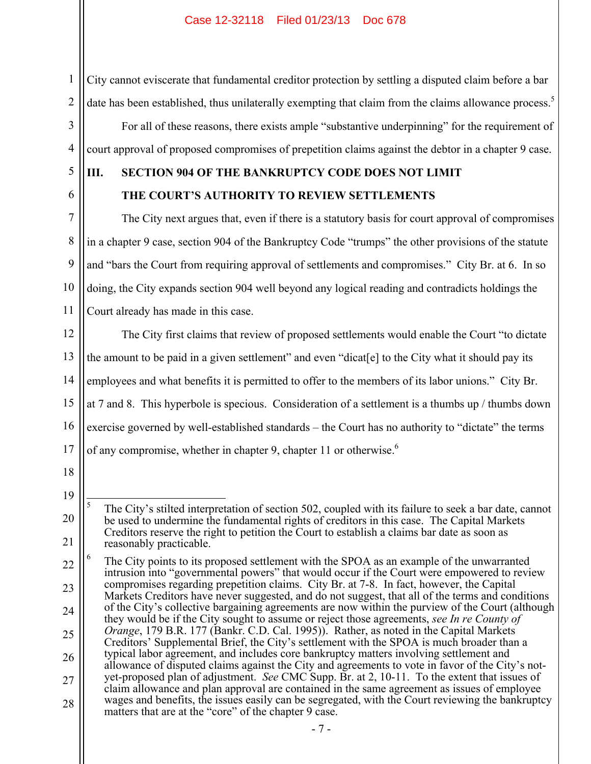City cannot eviscerate that fundamental creditor protection by settling a disputed claim before a bar date has been established, thus unilaterally exempting that claim from the claims allowance process.[5]

For all of these reasons, there exists ample "substantive underpinning" for the requirement of court approval of proposed compromises of prepetition claims against the debtor in a chapter 9 case.

## III. SECTION 904 OF THE BANKRUPTCY CODE DOES NOT LIMIT THE COURT'S AUTHORITY TO REVIEW SETTLEMENTS

The City next argues that, even if there is a statutory basis for court approval of compromises in a chapter 9 case, section 904 of the Bankruptcy Code "trumps" the other provisions of the statute and "bars the Court from requiring approval of settlements and compromises." City Br. at 6. In so doing, the City expands section 904 well beyond any logical reading and contradicts holdings the Court already has made in this case.

The City first claims that review of proposed settlements would enable the Court "to dictate the amount to be paid in a given settlement" and even "dicat[e] to the City what it should pay its employees and what benefits it is permitted to offer to the members of its labor unions." City Br. at 7 and 8. This hyperbole is specious. Consideration of a settlement is a thumbs up / thumbs down exercise governed by well-established standards – the Court has no authority to "dictate" the terms of any compromise, whether in chapter 9, chapter 11 or otherwise.[6]

---

[5] The City's stilted interpretation of section 502, coupled with its failure to seek a bar date, cannot be used to undermine the fundamental rights of creditors in this case. The Capital Markets Creditors reserve the right to petition the Court to establish a claims bar date as soon as reasonably practicable.

[6] The City points to its proposed settlement with the SPOA as an example of the unwarranted intrusion into "governmental powers" that would occur if the Court were empowered to review compromises regarding prepetition claims. City Br. at 7-8. In fact, however, the Capital Markets Creditors have never suggested, and do not suggest, that all of the terms and conditions of the City's collective bargaining agreements are now within the purview of the Court (although they would be if the City sought to assume or reject those agreements, *see In re County of Orange*, 179 B.R. 177 (Bankr. C.D. Cal. 1995)). Rather, as noted in the Capital Markets Creditors' Supplemental Brief, the City's settlement with the SPOA is much broader than a typical labor agreement, and includes core bankruptcy matters involving settlement and allowance of disputed claims against the City and agreements to vote in favor of the City's not-yet-proposed plan of adjustment. *See* CMC Supp. Br. at 2, 10-11. To the extent that issues of claim allowance and plan approval are contained in the same agreement as issues of employee wages and benefits, the issues easily can be segregated, with the Court reviewing the bankruptcy matters that are at the "core" of the chapter 9 case.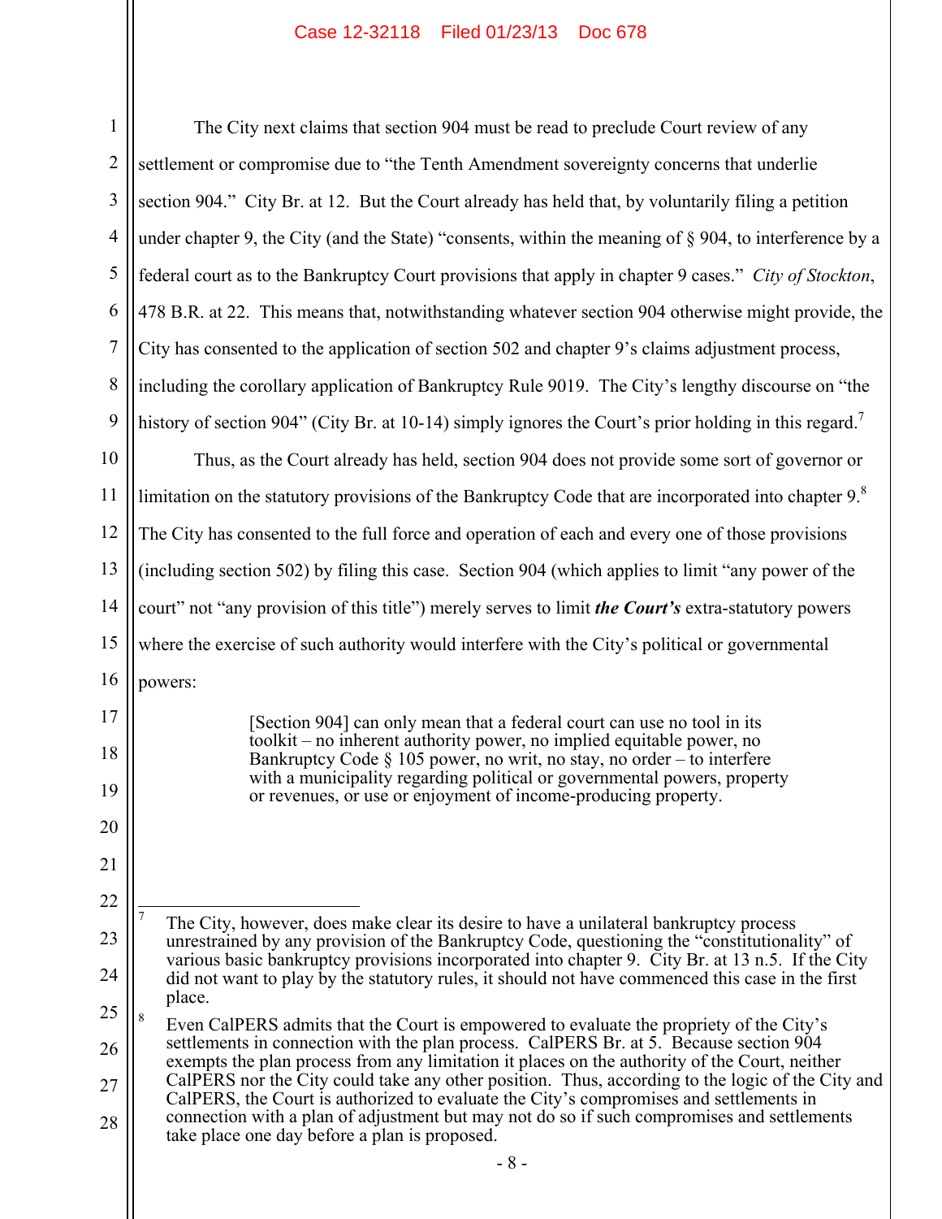The City next claims that section 904 must be read to preclude Court review of any settlement or compromise due to "the Tenth Amendment sovereignty concerns that underlie section 904." City Br. at 12. But the Court already has held that, by voluntarily filing a petition under chapter 9, the City (and the State) "consents, within the meaning of § 904, to interference by a federal court as to the Bankruptcy Court provisions that apply in chapter 9 cases." *City of Stockton*, 478 B.R. at 22. This means that, notwithstanding whatever section 904 otherwise might provide, the City has consented to the application of section 502 and chapter 9's claims adjustment process, including the corollary application of Bankruptcy Rule 9019. The City's lengthy discourse on "the history of section 904" (City Br. at 10-14) simply ignores the Court's prior holding in this regard.[7]

Thus, as the Court already has held, section 904 does not provide some sort of governor or limitation on the statutory provisions of the Bankruptcy Code that are incorporated into chapter 9.[8] The City has consented to the full force and operation of each and every one of those provisions (including section 502) by filing this case. Section 904 (which applies to limit "any power of the court" not "any provision of this title") merely serves to limit ***the Court's*** extra-statutory powers where the exercise of such authority would interfere with the City's political or governmental powers:

> [Section 904] can only mean that a federal court can use no tool in its toolkit – no inherent authority power, no implied equitable power, no Bankruptcy Code § 105 power, no writ, no stay, no order – to interfere with a municipality regarding political or governmental powers, property or revenues, or use or enjoyment of income-producing property.

---

[7] The City, however, does make clear its desire to have a unilateral bankruptcy process unrestrained by any provision of the Bankruptcy Code, questioning the "constitutionality" of various basic bankruptcy provisions incorporated into chapter 9. City Br. at 13 n.5. If the City did not want to play by the statutory rules, it should not have commenced this case in the first place.

[8] Even CalPERS admits that the Court is empowered to evaluate the propriety of the City's settlements in connection with the plan process. CalPERS Br. at 5. Because section 904 exempts the plan process from any limitation it places on the authority of the Court, neither CalPERS nor the City could take any other position. Thus, according to the logic of the City and CalPERS, the Court is authorized to evaluate the City's compromises and settlements in connection with a plan of adjustment but may not do so if such compromises and settlements take place one day before a plan is proposed.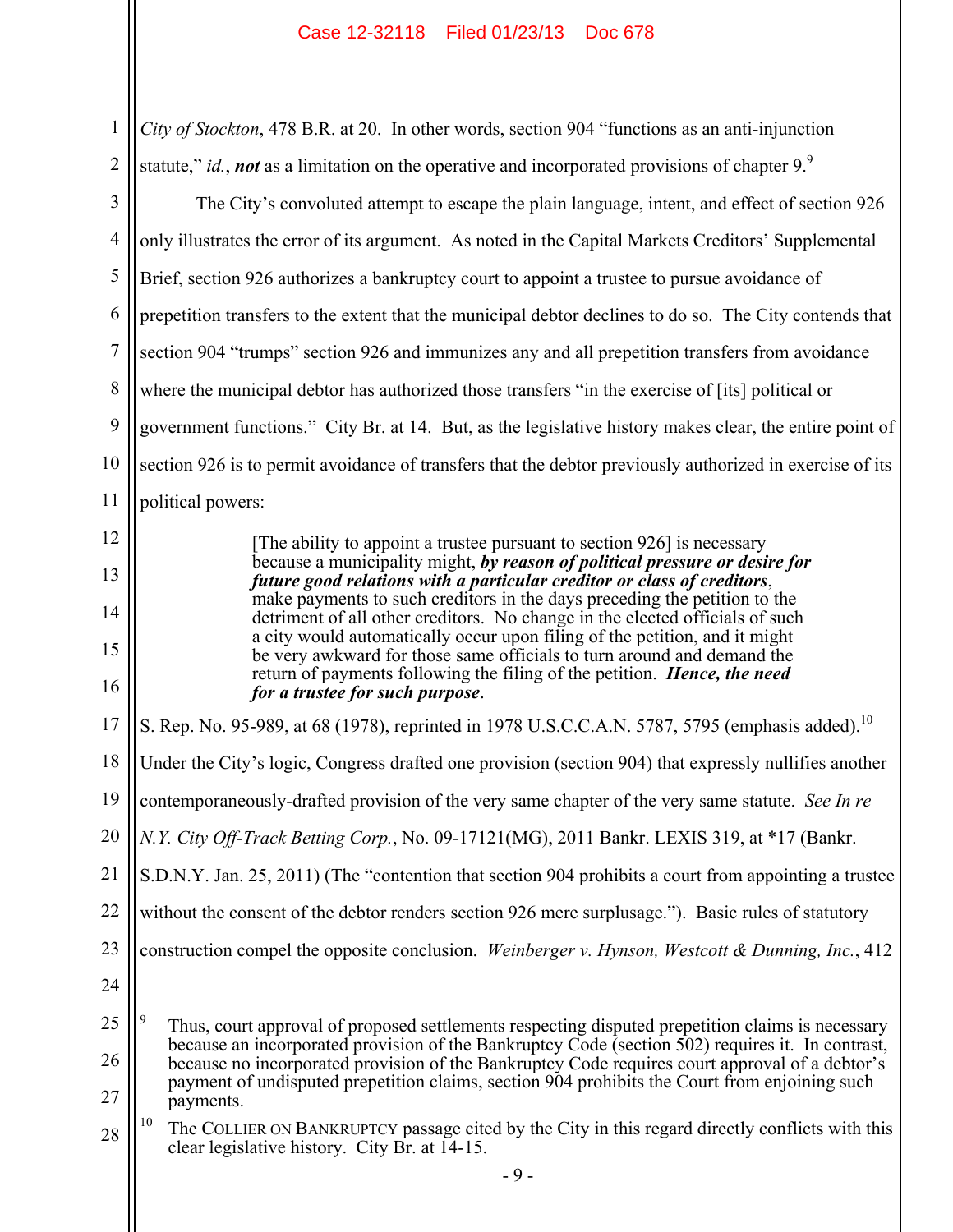*City of Stockton*, 478 B.R. at 20. In other words, section 904 "functions as an anti-injunction statute," *id.*, ***not*** as a limitation on the operative and incorporated provisions of chapter 9.[9]

The City's convoluted attempt to escape the plain language, intent, and effect of section 926 only illustrates the error of its argument. As noted in the Capital Markets Creditors' Supplemental Brief, section 926 authorizes a bankruptcy court to appoint a trustee to pursue avoidance of prepetition transfers to the extent that the municipal debtor declines to do so. The City contends that section 904 "trumps" section 926 and immunizes any and all prepetition transfers from avoidance where the municipal debtor has authorized those transfers "in the exercise of [its] political or government functions." City Br. at 14. But, as the legislative history makes clear, the entire point of section 926 is to permit avoidance of transfers that the debtor previously authorized in exercise of its political powers:

> [The ability to appoint a trustee pursuant to section 926] is necessary because a municipality might, ***by reason of political pressure or desire for future good relations with a particular creditor or class of creditors***, make payments to such creditors in the days preceding the petition to the detriment of all other creditors. No change in the elected officials of such a city would automatically occur upon filing of the petition, and it might be very awkward for those same officials to turn around and demand the return of payments following the filing of the petition. ***Hence, the need for a trustee for such purpose***.

S. Rep. No. 95-989, at 68 (1978), reprinted in 1978 U.S.C.C.A.N. 5787, 5795 (emphasis added).[10] Under the City's logic, Congress drafted one provision (section 904) that expressly nullifies another contemporaneously-drafted provision of the very same chapter of the very same statute. *See In re N.Y. City Off-Track Betting Corp.*, No. 09-17121(MG), 2011 Bankr. LEXIS 319, at *17 (Bankr. S.D.N.Y. Jan. 25, 2011) (The "contention that section 904 prohibits a court from appointing a trustee without the consent of the debtor renders section 926 mere surplusage."). Basic rules of statutory construction compel the opposite conclusion. *Weinberger v. Hynson, Westcott & Dunning, Inc.*, 412

---

[9] Thus, court approval of proposed settlements respecting disputed prepetition claims is necessary because an incorporated provision of the Bankruptcy Code (section 502) requires it. In contrast, because no incorporated provision of the Bankruptcy Code requires court approval of a debtor's payment of undisputed prepetition claims, section 904 prohibits the Court from enjoining such payments.

[10] The COLLIER ON BANKRUPTCY passage cited by the City in this regard directly conflicts with this clear legislative history. City Br. at 14-15.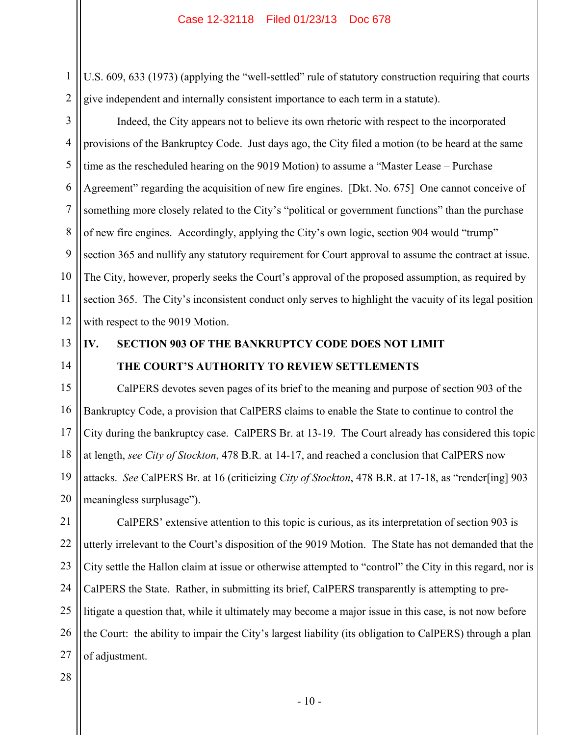U.S. 609, 633 (1973) (applying the "well-settled" rule of statutory construction requiring that courts give independent and internally consistent importance to each term in a statute).

Indeed, the City appears not to believe its own rhetoric with respect to the incorporated provisions of the Bankruptcy Code. Just days ago, the City filed a motion (to be heard at the same time as the rescheduled hearing on the 9019 Motion) to assume a "Master Lease – Purchase Agreement" regarding the acquisition of new fire engines. [Dkt. No. 675] One cannot conceive of something more closely related to the City's "political or government functions" than the purchase of new fire engines. Accordingly, applying the City's own logic, section 904 would "trump" section 365 and nullify any statutory requirement for Court approval to assume the contract at issue. The City, however, properly seeks the Court's approval of the proposed assumption, as required by section 365. The City's inconsistent conduct only serves to highlight the vacuity of its legal position with respect to the 9019 Motion.

## IV. SECTION 903 OF THE BANKRUPTCY CODE DOES NOT LIMIT THE COURT'S AUTHORITY TO REVIEW SETTLEMENTS

CalPERS devotes seven pages of its brief to the meaning and purpose of section 903 of the Bankruptcy Code, a provision that CalPERS claims to enable the State to continue to control the City during the bankruptcy case. CalPERS Br. at 13-19. The Court already has considered this topic at length, *see City of Stockton*, 478 B.R. at 14-17, and reached a conclusion that CalPERS now attacks. *See* CalPERS Br. at 16 (criticizing *City of Stockton*, 478 B.R. at 17-18, as "render[ing] 903 meaningless surplusage").

CalPERS' extensive attention to this topic is curious, as its interpretation of section 903 is utterly irrelevant to the Court's disposition of the 9019 Motion. The State has not demanded that the City settle the Hallon claim at issue or otherwise attempted to "control" the City in this regard, nor is CalPERS the State. Rather, in submitting its brief, CalPERS transparently is attempting to pre-litigate a question that, while it ultimately may become a major issue in this case, is not now before the Court: the ability to impair the City's largest liability (its obligation to CalPERS) through a plan of adjustment.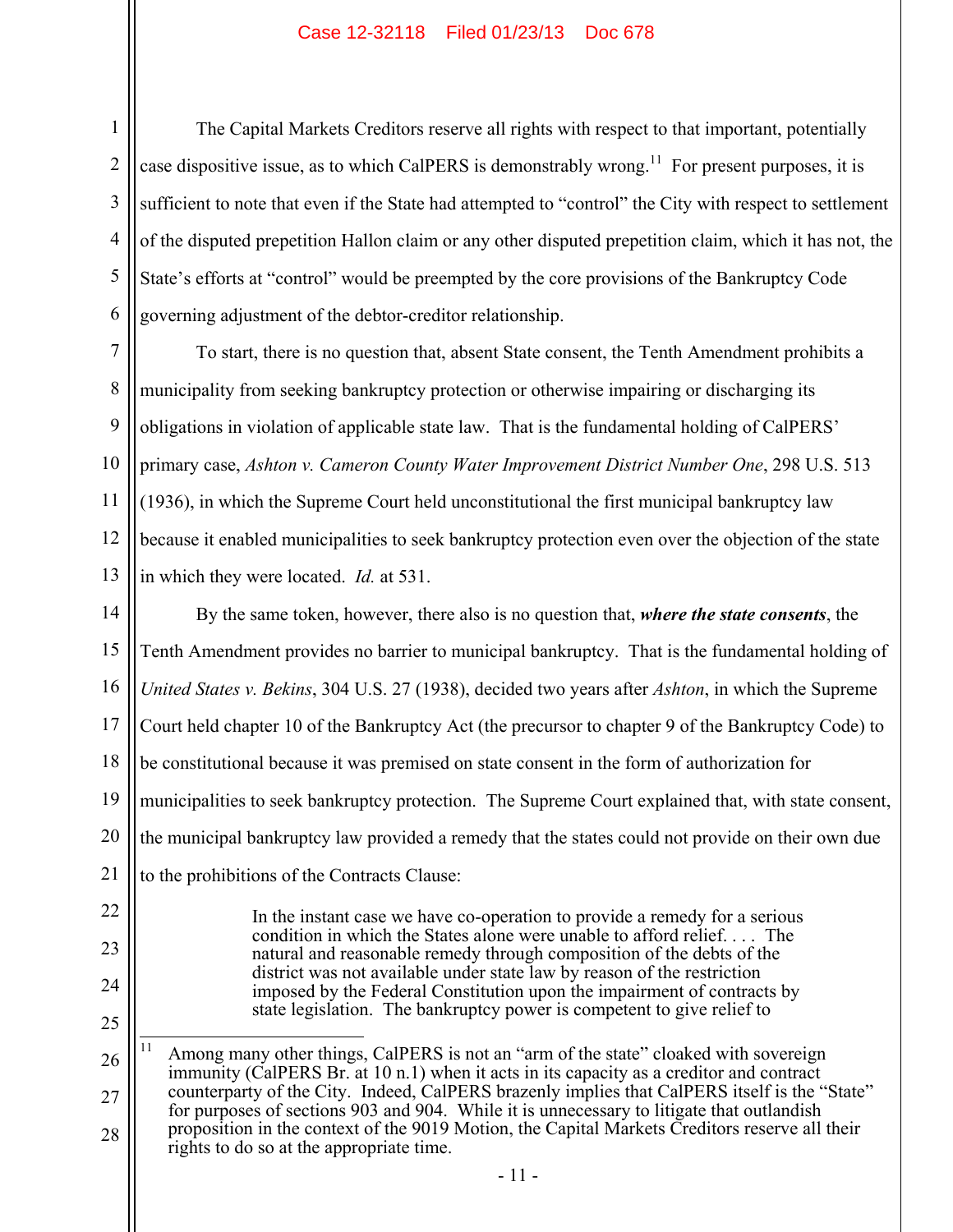The Capital Markets Creditors reserve all rights with respect to that important, potentially case dispositive issue, as to which CalPERS is demonstrably wrong.[11] For present purposes, it is sufficient to note that even if the State had attempted to "control" the City with respect to settlement of the disputed prepetition Hallon claim or any other disputed prepetition claim, which it has not, the State's efforts at "control" would be preempted by the core provisions of the Bankruptcy Code governing adjustment of the debtor-creditor relationship.

To start, there is no question that, absent State consent, the Tenth Amendment prohibits a municipality from seeking bankruptcy protection or otherwise impairing or discharging its obligations in violation of applicable state law. That is the fundamental holding of CalPERS' primary case, *Ashton v. Cameron County Water Improvement District Number One*, 298 U.S. 513 (1936), in which the Supreme Court held unconstitutional the first municipal bankruptcy law because it enabled municipalities to seek bankruptcy protection even over the objection of the state in which they were located. *Id.* at 531.

By the same token, however, there also is no question that, ***where the state consents***, the Tenth Amendment provides no barrier to municipal bankruptcy. That is the fundamental holding of *United States v. Bekins*, 304 U.S. 27 (1938), decided two years after *Ashton*, in which the Supreme Court held chapter 10 of the Bankruptcy Act (the precursor to chapter 9 of the Bankruptcy Code) to be constitutional because it was premised on state consent in the form of authorization for municipalities to seek bankruptcy protection. The Supreme Court explained that, with state consent, the municipal bankruptcy law provided a remedy that the states could not provide on their own due to the prohibitions of the Contracts Clause:

> In the instant case we have co-operation to provide a remedy for a serious condition in which the States alone were unable to afford relief. . . . The natural and reasonable remedy through composition of the debts of the district was not available under state law by reason of the restriction imposed by the Federal Constitution upon the impairment of contracts by state legislation. The bankruptcy power is competent to give relief to

---

[11] Among many other things, CalPERS is not an "arm of the state" cloaked with sovereign immunity (CalPERS Br. at 10 n.1) when it acts in its capacity as a creditor and contract counterparty of the City. Indeed, CalPERS brazenly implies that CalPERS itself is the "State" for purposes of sections 903 and 904. While it is unnecessary to litigate that outlandish proposition in the context of the 9019 Motion, the Capital Markets Creditors reserve all their rights to do so at the appropriate time.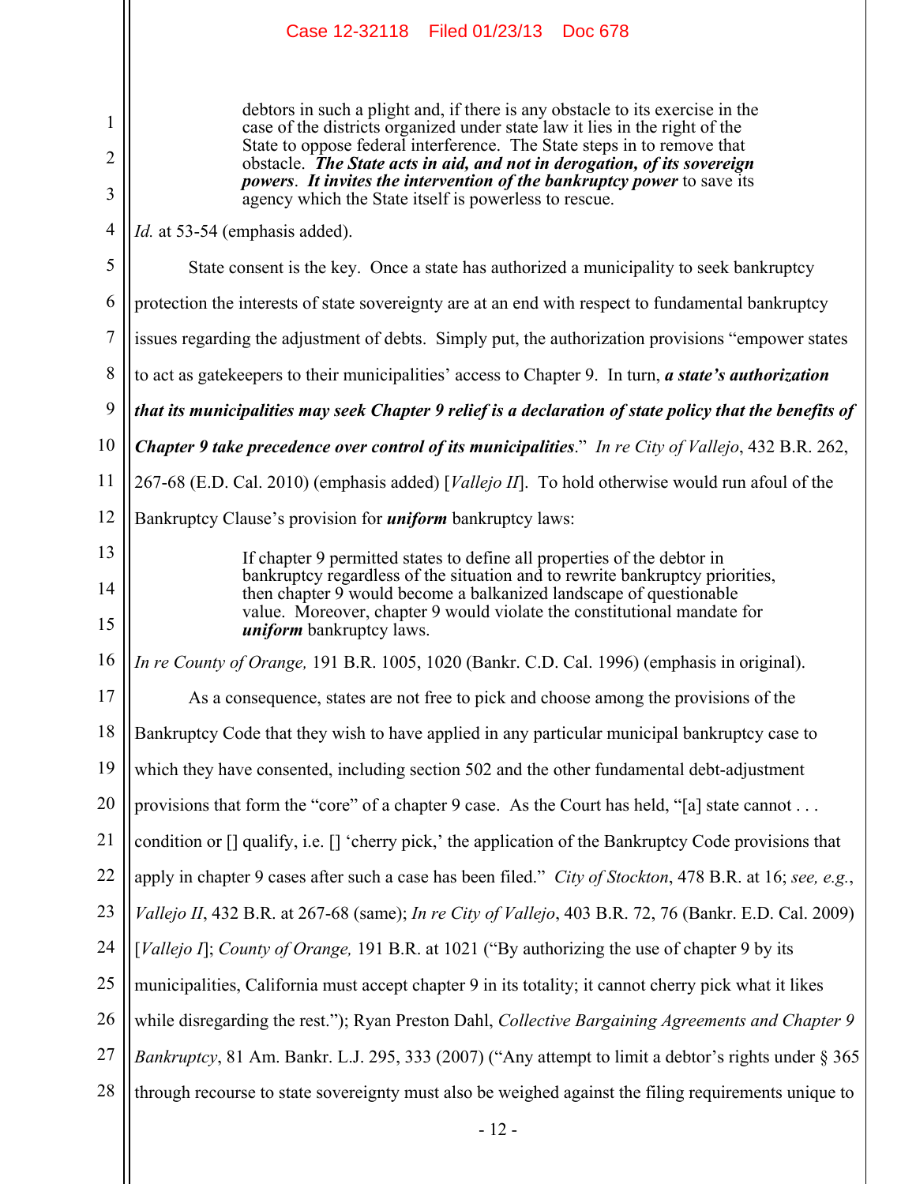> debtors in such a plight and, if there is any obstacle to its exercise in the case of the districts organized under state law it lies in the right of the State to oppose federal interference. The State steps in to remove that obstacle. ***The State acts in aid, and not in derogation, of its sovereign powers***. ***It invites the intervention of the bankruptcy power*** to save its agency which the State itself is powerless to rescue.

*Id.* at 53-54 (emphasis added).

State consent is the key. Once a state has authorized a municipality to seek bankruptcy protection the interests of state sovereignty are at an end with respect to fundamental bankruptcy issues regarding the adjustment of debts. Simply put, the authorization provisions "empower states to act as gatekeepers to their municipalities' access to Chapter 9. In turn, ***a state's authorization that its municipalities may seek Chapter 9 relief is a declaration of state policy that the benefits of Chapter 9 take precedence over control of its municipalities***." *In re City of Vallejo*, 432 B.R. 262, 267-68 (E.D. Cal. 2010) (emphasis added) [*Vallejo II*]. To hold otherwise would run afoul of the Bankruptcy Clause's provision for ***uniform*** bankruptcy laws:

> If chapter 9 permitted states to define all properties of the debtor in bankruptcy regardless of the situation and to rewrite bankruptcy priorities, then chapter 9 would become a balkanized landscape of questionable value. Moreover, chapter 9 would violate the constitutional mandate for ***uniform*** bankruptcy laws.

*In re County of Orange,* 191 B.R. 1005, 1020 (Bankr. C.D. Cal. 1996) (emphasis in original).

As a consequence, states are not free to pick and choose among the provisions of the Bankruptcy Code that they wish to have applied in any particular municipal bankruptcy case to which they have consented, including section 502 and the other fundamental debt-adjustment provisions that form the "core" of a chapter 9 case. As the Court has held, "[a] state cannot . . . condition or [] qualify, i.e. [] 'cherry pick,' the application of the Bankruptcy Code provisions that apply in chapter 9 cases after such a case has been filed." *City of Stockton*, 478 B.R. at 16; *see, e.g.*, *Vallejo II*, 432 B.R. at 267-68 (same); *In re City of Vallejo*, 403 B.R. 72, 76 (Bankr. E.D. Cal. 2009) [*Vallejo I*]; *County of Orange,* 191 B.R. at 1021 ("By authorizing the use of chapter 9 by its municipalities, California must accept chapter 9 in its totality; it cannot cherry pick what it likes while disregarding the rest."); Ryan Preston Dahl, *Collective Bargaining Agreements and Chapter 9 Bankruptcy*, 81 Am. Bankr. L.J. 295, 333 (2007) ("Any attempt to limit a debtor's rights under § 365 through recourse to state sovereignty must also be weighed against the filing requirements unique to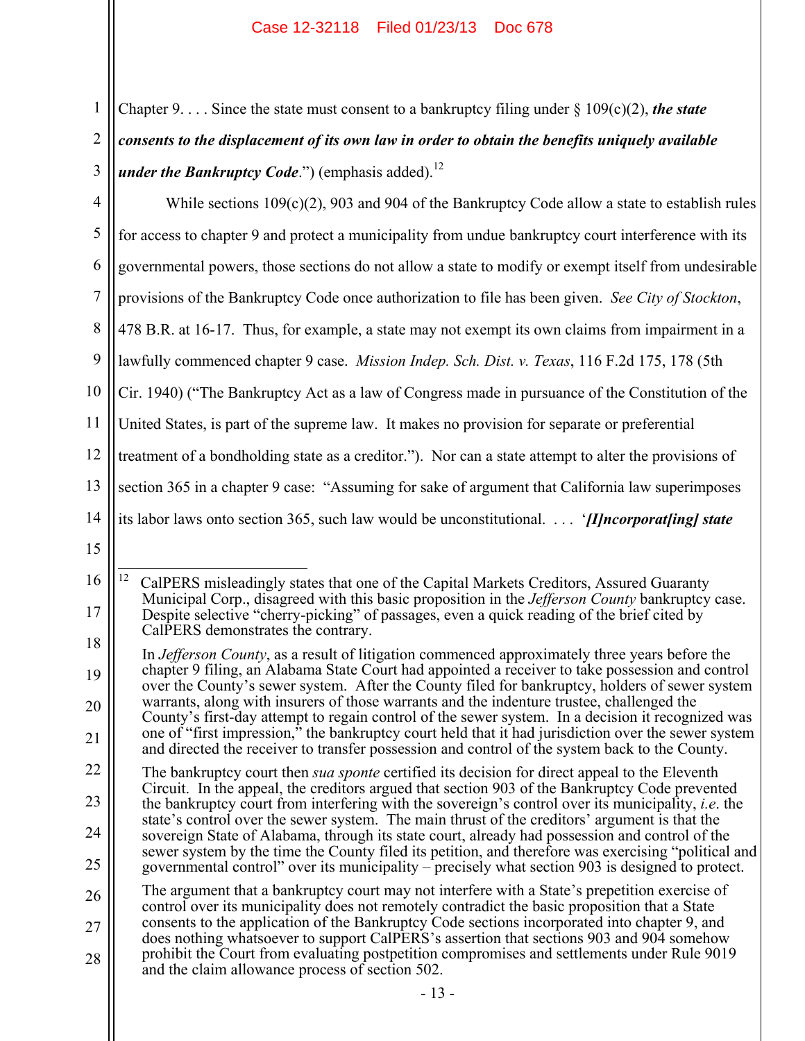Chapter 9. . . . Since the state must consent to a bankruptcy filing under § 109(c)(2), ***the state consents to the displacement of its own law in order to obtain the benefits uniquely available under the Bankruptcy Code***.") (emphasis added).[12]

While sections 109(c)(2), 903 and 904 of the Bankruptcy Code allow a state to establish rules for access to chapter 9 and protect a municipality from undue bankruptcy court interference with its governmental powers, those sections do not allow a state to modify or exempt itself from undesirable provisions of the Bankruptcy Code once authorization to file has been given. *See City of Stockton*, 478 B.R. at 16-17. Thus, for example, a state may not exempt its own claims from impairment in a lawfully commenced chapter 9 case. *Mission Indep. Sch. Dist. v. Texas*, 116 F.2d 175, 178 (5th Cir. 1940) ("The Bankruptcy Act as a law of Congress made in pursuance of the Constitution of the United States, is part of the supreme law. It makes no provision for separate or preferential treatment of a bondholding state as a creditor."). Nor can a state attempt to alter the provisions of section 365 in a chapter 9 case: "Assuming for sake of argument that California law superimposes its labor laws onto section 365, such law would be unconstitutional. . . . '***[I]ncorporat[ing] state***

---

[12] CalPERS misleadingly states that one of the Capital Markets Creditors, Assured Guaranty Municipal Corp., disagreed with this basic proposition in the *Jefferson County* bankruptcy case. Despite selective "cherry-picking" of passages, even a quick reading of the brief cited by CalPERS demonstrates the contrary.

In *Jefferson County*, as a result of litigation commenced approximately three years before the chapter 9 filing, an Alabama State Court had appointed a receiver to take possession and control over the County's sewer system. After the County filed for bankruptcy, holders of sewer system warrants, along with insurers of those warrants and the indenture trustee, challenged the County's first-day attempt to regain control of the sewer system. In a decision it recognized was one of "first impression," the bankruptcy court held that it had jurisdiction over the sewer system and directed the receiver to transfer possession and control of the system back to the County.

The bankruptcy court then *sua sponte* certified its decision for direct appeal to the Eleventh Circuit. In the appeal, the creditors argued that section 903 of the Bankruptcy Code prevented the bankruptcy court from interfering with the sovereign's control over its municipality, *i.e*. the state's control over the sewer system. The main thrust of the creditors' argument is that the sovereign State of Alabama, through its state court, already had possession and control of the sewer system by the time the County filed its petition, and therefore was exercising "political and governmental control" over its municipality – precisely what section 903 is designed to protect.

The argument that a bankruptcy court may not interfere with a State's prepetition exercise of control over its municipality does not remotely contradict the basic proposition that a State consents to the application of the Bankruptcy Code sections incorporated into chapter 9, and does nothing whatsoever to support CalPERS's assertion that sections 903 and 904 somehow prohibit the Court from evaluating postpetition compromises and settlements under Rule 9019 and the claim allowance process of section 502.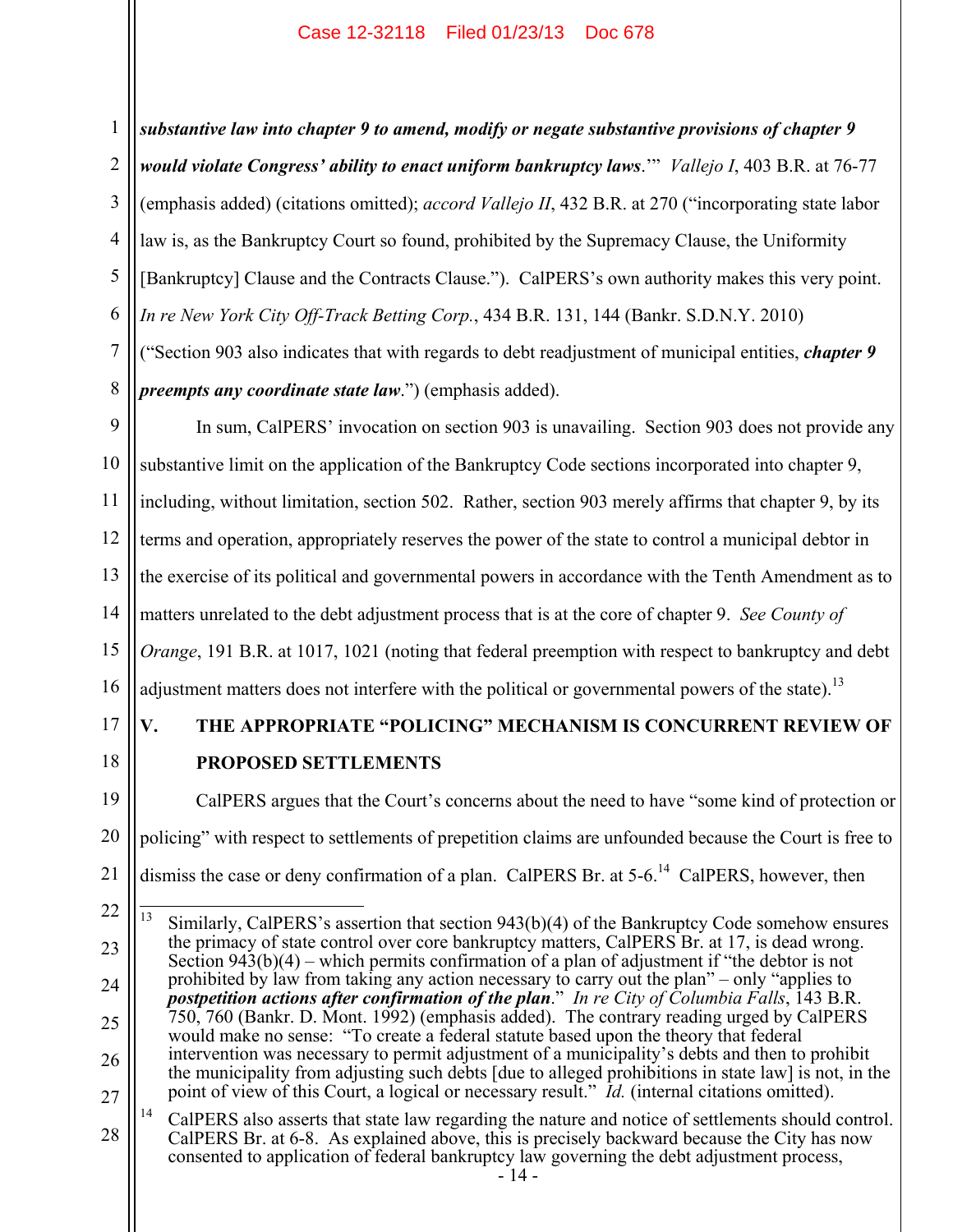***substantive law into chapter 9 to amend, modify or negate substantive provisions of chapter 9 would violate Congress' ability to enact uniform bankruptcy laws***.'" *Vallejo I*, 403 B.R. at 76-77 (emphasis added) (citations omitted); *accord Vallejo II*, 432 B.R. at 270 ("incorporating state labor law is, as the Bankruptcy Court so found, prohibited by the Supremacy Clause, the Uniformity [Bankruptcy] Clause and the Contracts Clause."). CalPERS's own authority makes this very point. *In re New York City Off-Track Betting Corp.*, 434 B.R. 131, 144 (Bankr. S.D.N.Y. 2010) ("Section 903 also indicates that with regards to debt readjustment of municipal entities, ***chapter 9 preempts any coordinate state law***.") (emphasis added).

In sum, CalPERS' invocation on section 903 is unavailing. Section 903 does not provide any substantive limit on the application of the Bankruptcy Code sections incorporated into chapter 9, including, without limitation, section 502. Rather, section 903 merely affirms that chapter 9, by its terms and operation, appropriately reserves the power of the state to control a municipal debtor in the exercise of its political and governmental powers in accordance with the Tenth Amendment as to matters unrelated to the debt adjustment process that is at the core of chapter 9. *See County of Orange*, 191 B.R. at 1017, 1021 (noting that federal preemption with respect to bankruptcy and debt adjustment matters does not interfere with the political or governmental powers of the state).[13]

## V. THE APPROPRIATE "POLICING" MECHANISM IS CONCURRENT REVIEW OF PROPOSED SETTLEMENTS

CalPERS argues that the Court's concerns about the need to have "some kind of protection or policing" with respect to settlements of prepetition claims are unfounded because the Court is free to dismiss the case or deny confirmation of a plan. CalPERS Br. at 5-6.[14] CalPERS, however, then

---

[13] Similarly, CalPERS's assertion that section 943(b)(4) of the Bankruptcy Code somehow ensures the primacy of state control over core bankruptcy matters, CalPERS Br. at 17, is dead wrong. Section 943(b)(4) – which permits confirmation of a plan of adjustment if "the debtor is not prohibited by law from taking any action necessary to carry out the plan" – only "applies to ***postpetition actions after confirmation of the plan***." *In re City of Columbia Falls*, 143 B.R. 750, 760 (Bankr. D. Mont. 1992) (emphasis added). The contrary reading urged by CalPERS would make no sense: "To create a federal statute based upon the theory that federal intervention was necessary to permit adjustment of a municipality's debts and then to prohibit the municipality from adjusting such debts [due to alleged prohibitions in state law] is not, in the point of view of this Court, a logical or necessary result." *Id.* (internal citations omitted).

[14] CalPERS also asserts that state law regarding the nature and notice of settlements should control. CalPERS Br. at 6-8. As explained above, this is precisely backward because the City has now consented to application of federal bankruptcy law governing the debt adjustment process,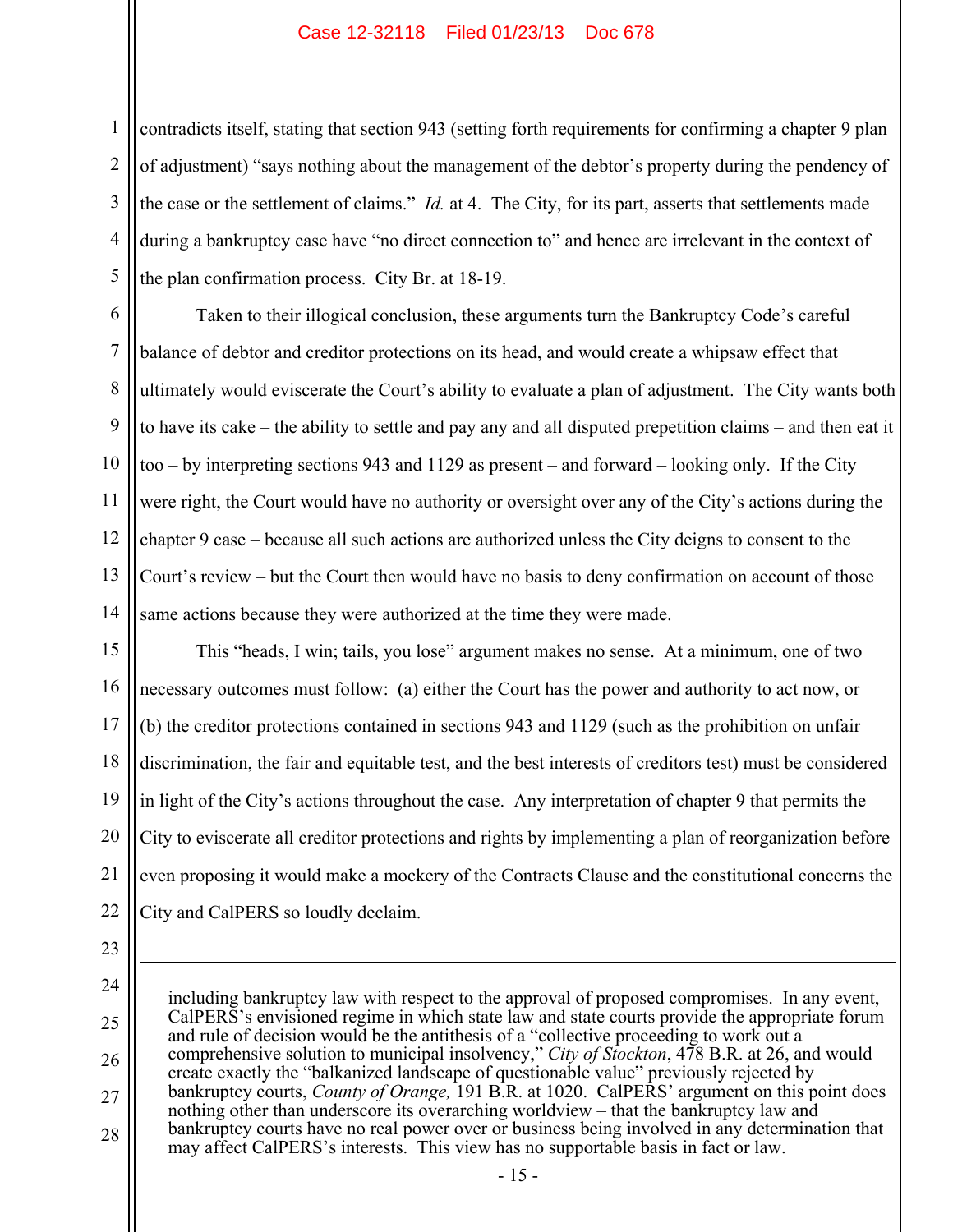contradicts itself, stating that section 943 (setting forth requirements for confirming a chapter 9 plan of adjustment) "says nothing about the management of the debtor's property during the pendency of the case or the settlement of claims." *Id.* at 4. The City, for its part, asserts that settlements made during a bankruptcy case have "no direct connection to" and hence are irrelevant in the context of the plan confirmation process. City Br. at 18-19.

Taken to their illogical conclusion, these arguments turn the Bankruptcy Code's careful balance of debtor and creditor protections on its head, and would create a whipsaw effect that ultimately would eviscerate the Court's ability to evaluate a plan of adjustment. The City wants both to have its cake – the ability to settle and pay any and all disputed prepetition claims – and then eat it too – by interpreting sections 943 and 1129 as present – and forward – looking only. If the City were right, the Court would have no authority or oversight over any of the City's actions during the chapter 9 case – because all such actions are authorized unless the City deigns to consent to the Court's review – but the Court then would have no basis to deny confirmation on account of those same actions because they were authorized at the time they were made.

This "heads, I win; tails, you lose" argument makes no sense. At a minimum, one of two necessary outcomes must follow: (a) either the Court has the power and authority to act now, or (b) the creditor protections contained in sections 943 and 1129 (such as the prohibition on unfair discrimination, the fair and equitable test, and the best interests of creditors test) must be considered in light of the City's actions throughout the case. Any interpretation of chapter 9 that permits the City to eviscerate all creditor protections and rights by implementing a plan of reorganization before even proposing it would make a mockery of the Contracts Clause and the constitutional concerns the City and CalPERS so loudly declaim.

---

including bankruptcy law with respect to the approval of proposed compromises. In any event, CalPERS's envisioned regime in which state law and state courts provide the appropriate forum and rule of decision would be the antithesis of a "collective proceeding to work out a comprehensive solution to municipal insolvency," *City of Stockton*, 478 B.R. at 26, and would create exactly the "balkanized landscape of questionable value" previously rejected by bankruptcy courts, *County of Orange,* 191 B.R. at 1020. CalPERS' argument on this point does nothing other than underscore its overarching worldview – that the bankruptcy law and bankruptcy courts have no real power over or business being involved in any determination that may affect CalPERS's interests. This view has no supportable basis in fact or law.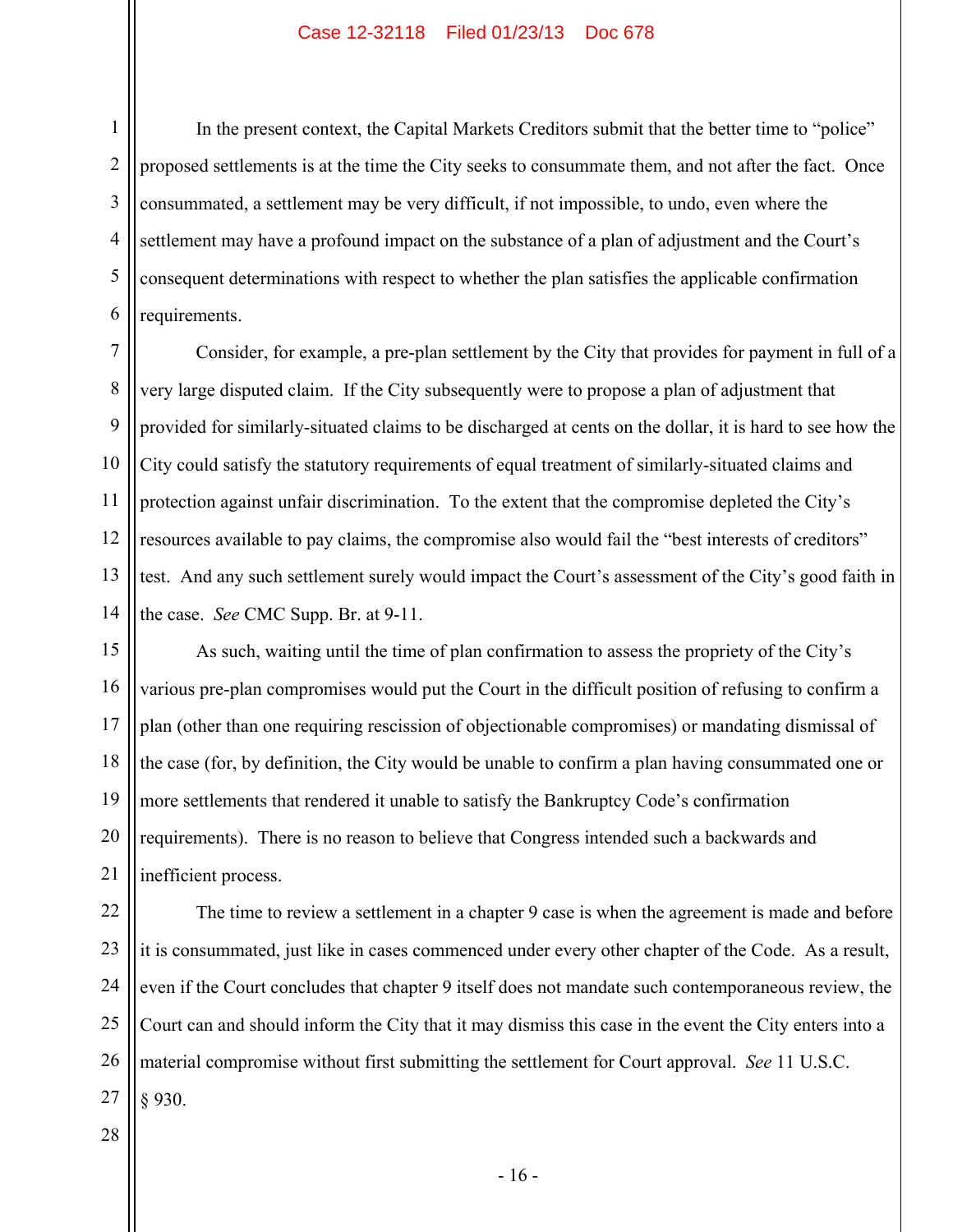In the present context, the Capital Markets Creditors submit that the better time to "police" proposed settlements is at the time the City seeks to consummate them, and not after the fact. Once consummated, a settlement may be very difficult, if not impossible, to undo, even where the settlement may have a profound impact on the substance of a plan of adjustment and the Court's consequent determinations with respect to whether the plan satisfies the applicable confirmation requirements.

Consider, for example, a pre-plan settlement by the City that provides for payment in full of a very large disputed claim. If the City subsequently were to propose a plan of adjustment that provided for similarly-situated claims to be discharged at cents on the dollar, it is hard to see how the City could satisfy the statutory requirements of equal treatment of similarly-situated claims and protection against unfair discrimination. To the extent that the compromise depleted the City's resources available to pay claims, the compromise also would fail the "best interests of creditors" test. And any such settlement surely would impact the Court's assessment of the City's good faith in the case. *See* CMC Supp. Br. at 9-11.

As such, waiting until the time of plan confirmation to assess the propriety of the City's various pre-plan compromises would put the Court in the difficult position of refusing to confirm a plan (other than one requiring rescission of objectionable compromises) or mandating dismissal of the case (for, by definition, the City would be unable to confirm a plan having consummated one or more settlements that rendered it unable to satisfy the Bankruptcy Code's confirmation requirements). There is no reason to believe that Congress intended such a backwards and inefficient process.

The time to review a settlement in a chapter 9 case is when the agreement is made and before it is consummated, just like in cases commenced under every other chapter of the Code. As a result, even if the Court concludes that chapter 9 itself does not mandate such contemporaneous review, the Court can and should inform the City that it may dismiss this case in the event the City enters into a material compromise without first submitting the settlement for Court approval. *See* 11 U.S.C. § 930.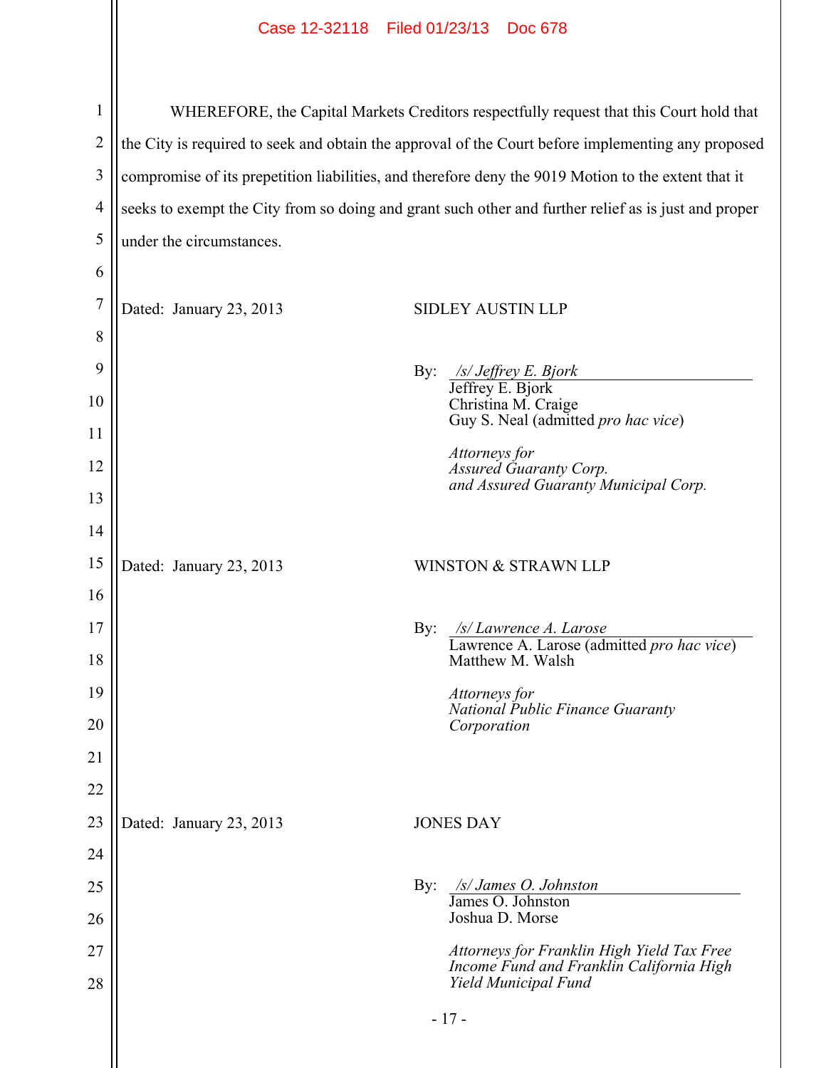WHEREFORE, the Capital Markets Creditors respectfully request that this Court hold that the City is required to seek and obtain the approval of the Court before implementing any proposed compromise of its prepetition liabilities, and therefore deny the 9019 Motion to the extent that it seeks to exempt the City from so doing and grant such other and further relief as is just and proper under the circumstances.

Dated: January 23, 2013

SIDLEY AUSTIN LLP

By: */s/ Jeffrey E. Bjork*
Jeffrey E. Bjork
Christina M. Craige
Guy S. Neal (admitted *pro hac vice*)

*Attorneys for*
*Assured Guaranty Corp.*
*and Assured Guaranty Municipal Corp.*

Dated: January 23, 2013

WINSTON & STRAWN LLP

By: */s/ Lawrence A. Larose*
Lawrence A. Larose (admitted *pro hac vice*)
Matthew M. Walsh

*Attorneys for*
*National Public Finance Guaranty Corporation*

Dated: January 23, 2013

JONES DAY

By: */s/ James O. Johnston*
James O. Johnston
Joshua D. Morse

*Attorneys for Franklin High Yield Tax Free Income Fund and Franklin California High Yield Municipal Fund*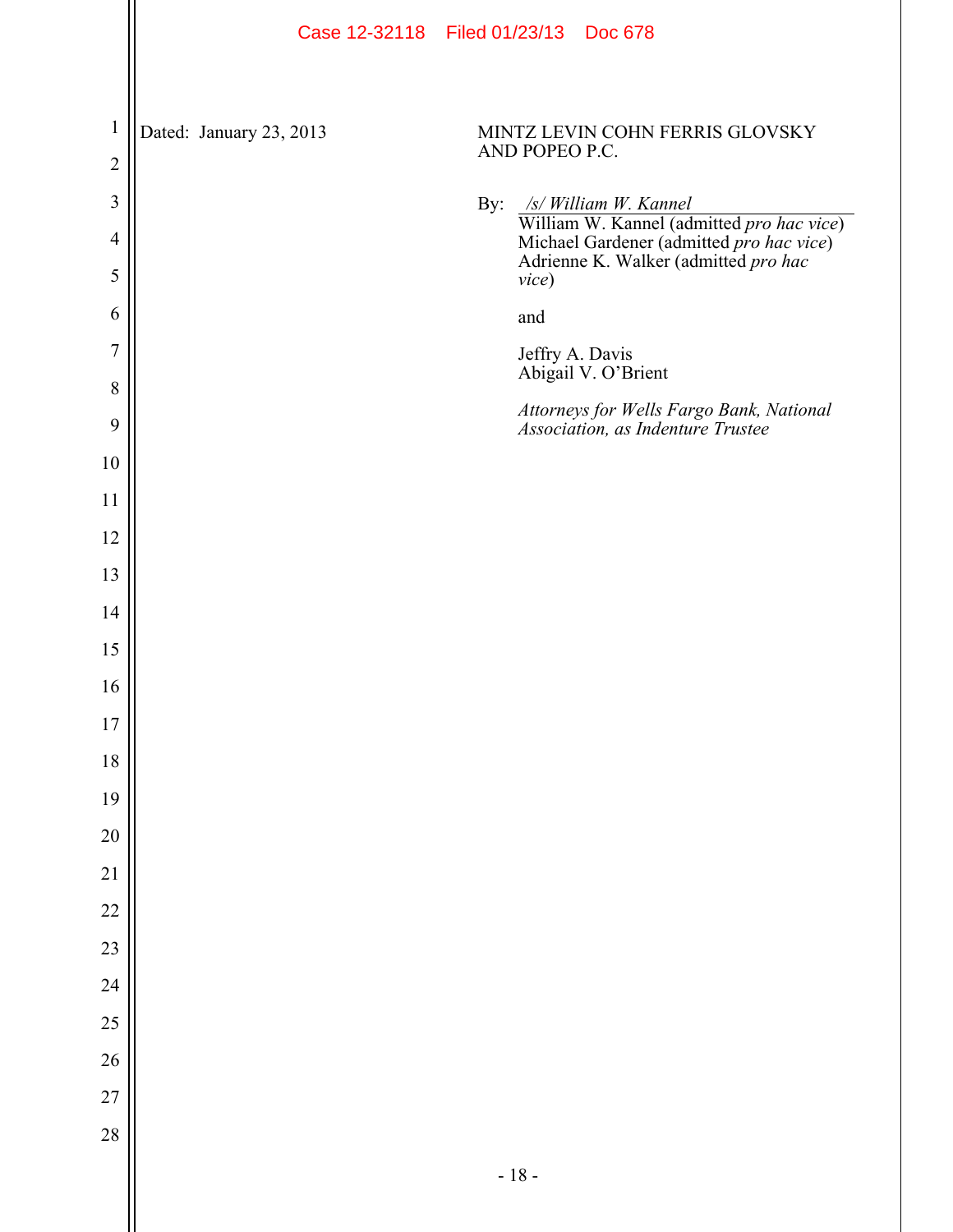Dated: January 23, 2013

MINTZ LEVIN COHN FERRIS GLOVSKY AND POPEO P.C.

By: */s/ William W. Kannel*

William W. Kannel (admitted *pro hac vice*)
Michael Gardener (admitted *pro hac vice*)
Adrienne K. Walker (admitted *pro hac vice*)

and

Jeffry A. Davis
Abigail V. O'Brient

*Attorneys for Wells Fargo Bank, National Association, as Indenture Trustee*